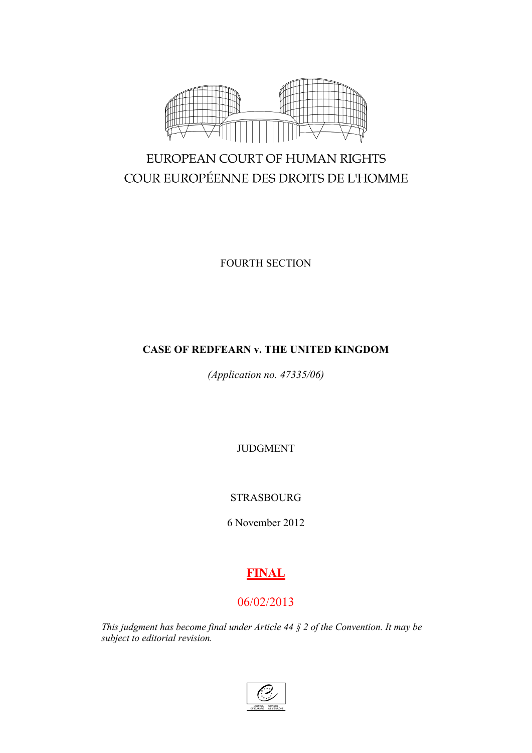EUROPEAN COURT OF HUMAN RIGHTS
COUR EUROPÉENNE DES DROITS DE L'HOMME

FOURTH SECTION

**CASE OF REDFEARN v. THE UNITED KINGDOM**

*(Application no. 47335/06)*

JUDGMENT

STRASBOURG

6 November 2012

**FINAL**

06/02/2013

*This judgment has become final under Article 44 § 2 of the Convention. It may be subject to editorial revision.*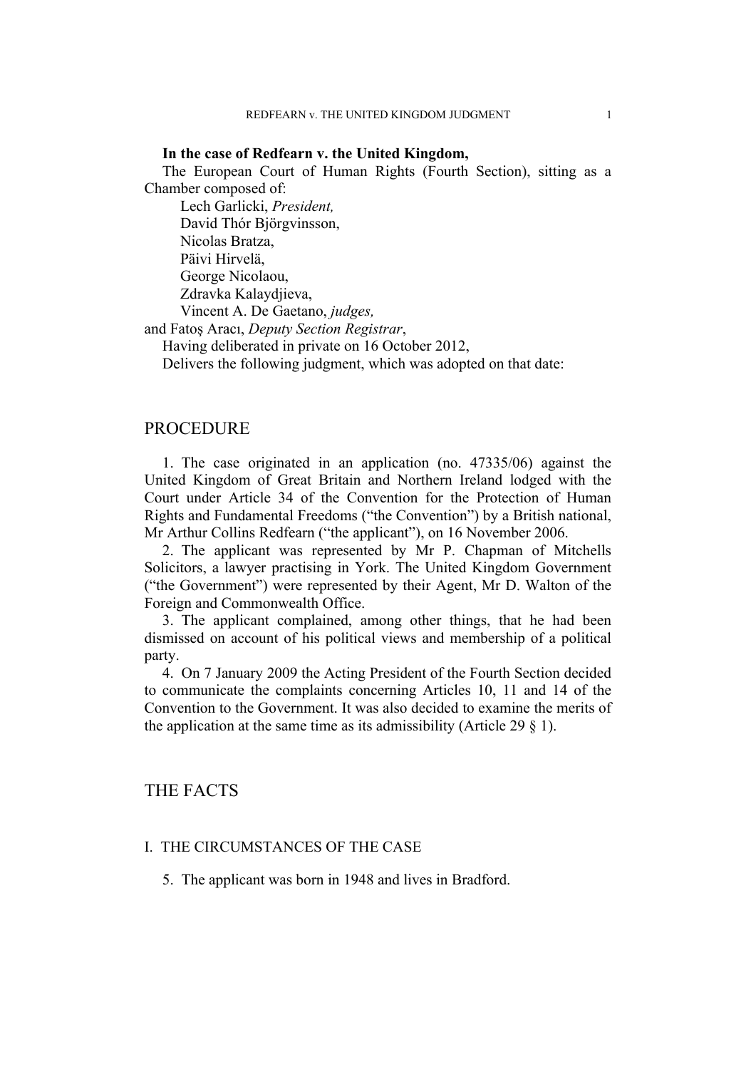**In the case of Redfearn v. the United Kingdom,**

The European Court of Human Rights (Fourth Section), sitting as a Chamber composed of:

Lech Garlicki, *President,*
David Thór Björgvinsson,
Nicolas Bratza,
Päivi Hirvelä,
George Nicolaou,
Zdravka Kalaydjieva,
Vincent A. De Gaetano, *judges,*

and Fatoş Aracı, *Deputy Section Registrar*,

Having deliberated in private on 16 October 2012,

Delivers the following judgment, which was adopted on that date:

# PROCEDURE

1. The case originated in an application (no. 47335/06) against the United Kingdom of Great Britain and Northern Ireland lodged with the Court under Article 34 of the Convention for the Protection of Human Rights and Fundamental Freedoms ("the Convention") by a British national, Mr Arthur Collins Redfearn ("the applicant"), on 16 November 2006.

2. The applicant was represented by Mr P. Chapman of Mitchells Solicitors, a lawyer practising in York. The United Kingdom Government ("the Government") were represented by their Agent, Mr D. Walton of the Foreign and Commonwealth Office.

3. The applicant complained, among other things, that he had been dismissed on account of his political views and membership of a political party.

4. On 7 January 2009 the Acting President of the Fourth Section decided to communicate the complaints concerning Articles 10, 11 and 14 of the Convention to the Government. It was also decided to examine the merits of the application at the same time as its admissibility (Article 29 § 1).

# THE FACTS

## I. THE CIRCUMSTANCES OF THE CASE

5. The applicant was born in 1948 and lives in Bradford.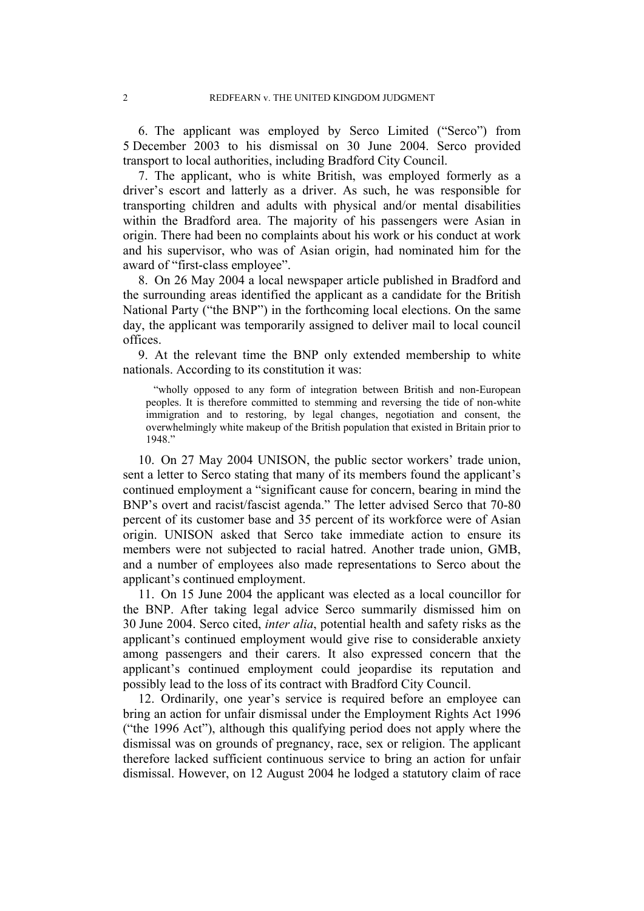6. The applicant was employed by Serco Limited ("Serco") from 5 December 2003 to his dismissal on 30 June 2004. Serco provided transport to local authorities, including Bradford City Council.

7. The applicant, who is white British, was employed formerly as a driver's escort and latterly as a driver. As such, he was responsible for transporting children and adults with physical and/or mental disabilities within the Bradford area. The majority of his passengers were Asian in origin. There had been no complaints about his work or his conduct at work and his supervisor, who was of Asian origin, had nominated him for the award of "first-class employee".

8. On 26 May 2004 a local newspaper article published in Bradford and the surrounding areas identified the applicant as a candidate for the British National Party ("the BNP") in the forthcoming local elections. On the same day, the applicant was temporarily assigned to deliver mail to local council offices.

9. At the relevant time the BNP only extended membership to white nationals. According to its constitution it was:

> "wholly opposed to any form of integration between British and non-European peoples. It is therefore committed to stemming and reversing the tide of non-white immigration and to restoring, by legal changes, negotiation and consent, the overwhelmingly white makeup of the British population that existed in Britain prior to 1948."

10. On 27 May 2004 UNISON, the public sector workers' trade union, sent a letter to Serco stating that many of its members found the applicant's continued employment a "significant cause for concern, bearing in mind the BNP's overt and racist/fascist agenda." The letter advised Serco that 70-80 percent of its customer base and 35 percent of its workforce were of Asian origin. UNISON asked that Serco take immediate action to ensure its members were not subjected to racial hatred. Another trade union, GMB, and a number of employees also made representations to Serco about the applicant's continued employment.

11. On 15 June 2004 the applicant was elected as a local councillor for the BNP. After taking legal advice Serco summarily dismissed him on 30 June 2004. Serco cited, *inter alia*, potential health and safety risks as the applicant's continued employment would give rise to considerable anxiety among passengers and their carers. It also expressed concern that the applicant's continued employment could jeopardise its reputation and possibly lead to the loss of its contract with Bradford City Council.

12. Ordinarily, one year's service is required before an employee can bring an action for unfair dismissal under the Employment Rights Act 1996 ("the 1996 Act"), although this qualifying period does not apply where the dismissal was on grounds of pregnancy, race, sex or religion. The applicant therefore lacked sufficient continuous service to bring an action for unfair dismissal. However, on 12 August 2004 he lodged a statutory claim of race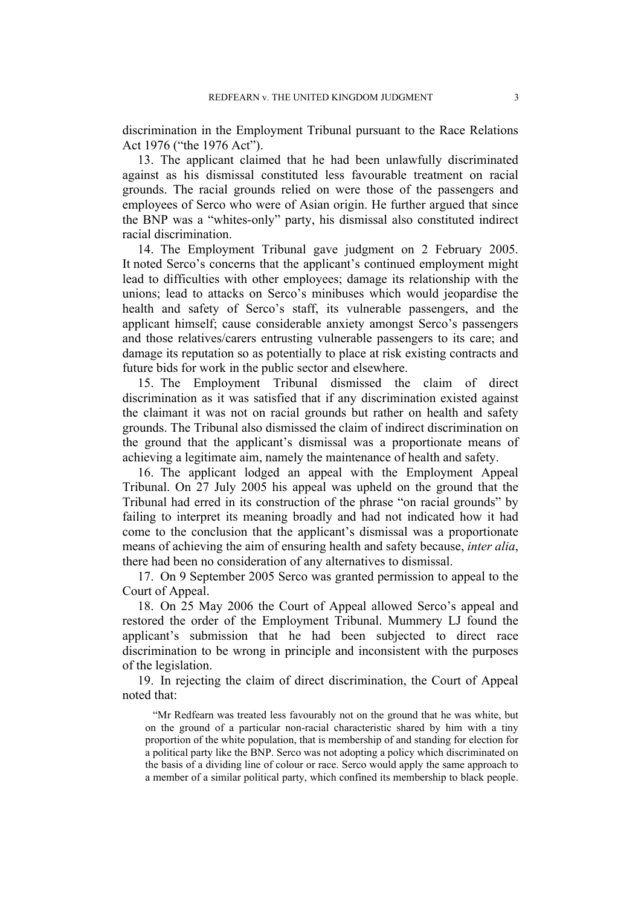discrimination in the Employment Tribunal pursuant to the Race Relations Act 1976 ("the 1976 Act").

13. The applicant claimed that he had been unlawfully discriminated against as his dismissal constituted less favourable treatment on racial grounds. The racial grounds relied on were those of the passengers and employees of Serco who were of Asian origin. He further argued that since the BNP was a "whites-only" party, his dismissal also constituted indirect racial discrimination.

14. The Employment Tribunal gave judgment on 2 February 2005. It noted Serco's concerns that the applicant's continued employment might lead to difficulties with other employees; damage its relationship with the unions; lead to attacks on Serco's minibuses which would jeopardise the health and safety of Serco's staff, its vulnerable passengers, and the applicant himself; cause considerable anxiety amongst Serco's passengers and those relatives/carers entrusting vulnerable passengers to its care; and damage its reputation so as potentially to place at risk existing contracts and future bids for work in the public sector and elsewhere.

15. The Employment Tribunal dismissed the claim of direct discrimination as it was satisfied that if any discrimination existed against the claimant it was not on racial grounds but rather on health and safety grounds. The Tribunal also dismissed the claim of indirect discrimination on the ground that the applicant's dismissal was a proportionate means of achieving a legitimate aim, namely the maintenance of health and safety.

16. The applicant lodged an appeal with the Employment Appeal Tribunal. On 27 July 2005 his appeal was upheld on the ground that the Tribunal had erred in its construction of the phrase "on racial grounds" by failing to interpret its meaning broadly and had not indicated how it had come to the conclusion that the applicant's dismissal was a proportionate means of achieving the aim of ensuring health and safety because, *inter alia*, there had been no consideration of any alternatives to dismissal.

17. On 9 September 2005 Serco was granted permission to appeal to the Court of Appeal.

18. On 25 May 2006 the Court of Appeal allowed Serco's appeal and restored the order of the Employment Tribunal. Mummery LJ found the applicant's submission that he had been subjected to direct race discrimination to be wrong in principle and inconsistent with the purposes of the legislation.

19. In rejecting the claim of direct discrimination, the Court of Appeal noted that:

> "Mr Redfearn was treated less favourably not on the ground that he was white, but on the ground of a particular non-racial characteristic shared by him with a tiny proportion of the white population, that is membership of and standing for election for a political party like the BNP. Serco was not adopting a policy which discriminated on the basis of a dividing line of colour or race. Serco would apply the same approach to a member of a similar political party, which confined its membership to black people.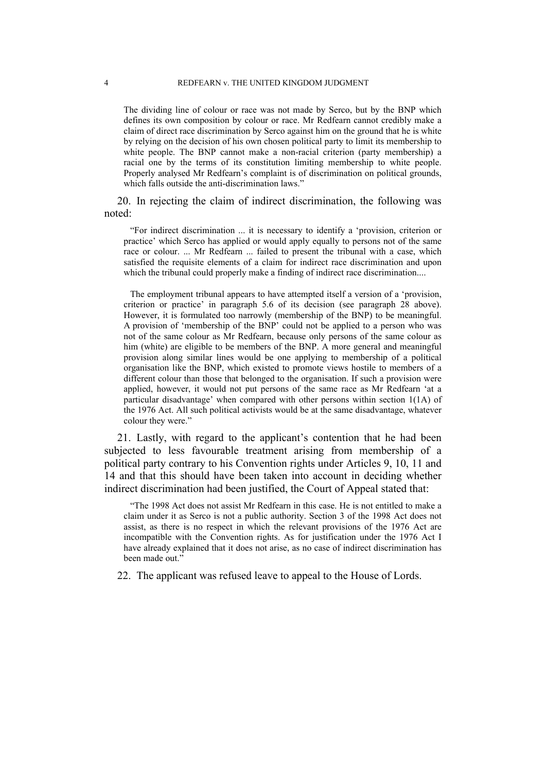> The dividing line of colour or race was not made by Serco, but by the BNP which defines its own composition by colour or race. Mr Redfearn cannot credibly make a claim of direct race discrimination by Serco against him on the ground that he is white by relying on the decision of his own chosen political party to limit its membership to white people. The BNP cannot make a non-racial criterion (party membership) a racial one by the terms of its constitution limiting membership to white people. Properly analysed Mr Redfearn's complaint is of discrimination on political grounds, which falls outside the anti-discrimination laws."

20. In rejecting the claim of indirect discrimination, the following was noted:

> "For indirect discrimination ... it is necessary to identify a 'provision, criterion or practice' which Serco has applied or would apply equally to persons not of the same race or colour. ... Mr Redfearn ... failed to present the tribunal with a case, which satisfied the requisite elements of a claim for indirect race discrimination and upon which the tribunal could properly make a finding of indirect race discrimination....
>
> The employment tribunal appears to have attempted itself a version of a 'provision, criterion or practice' in paragraph 5.6 of its decision (see paragraph 28 above). However, it is formulated too narrowly (membership of the BNP) to be meaningful. A provision of 'membership of the BNP' could not be applied to a person who was not of the same colour as Mr Redfearn, because only persons of the same colour as him (white) are eligible to be members of the BNP. A more general and meaningful provision along similar lines would be one applying to membership of a political organisation like the BNP, which existed to promote views hostile to members of a different colour than those that belonged to the organisation. If such a provision were applied, however, it would not put persons of the same race as Mr Redfearn 'at a particular disadvantage' when compared with other persons within section 1(1A) of the 1976 Act. All such political activists would be at the same disadvantage, whatever colour they were."

21. Lastly, with regard to the applicant's contention that he had been subjected to less favourable treatment arising from membership of a political party contrary to his Convention rights under Articles 9, 10, 11 and 14 and that this should have been taken into account in deciding whether indirect discrimination had been justified, the Court of Appeal stated that:

> "The 1998 Act does not assist Mr Redfearn in this case. He is not entitled to make a claim under it as Serco is not a public authority. Section 3 of the 1998 Act does not assist, as there is no respect in which the relevant provisions of the 1976 Act are incompatible with the Convention rights. As for justification under the 1976 Act I have already explained that it does not arise, as no case of indirect discrimination has been made out."

22. The applicant was refused leave to appeal to the House of Lords.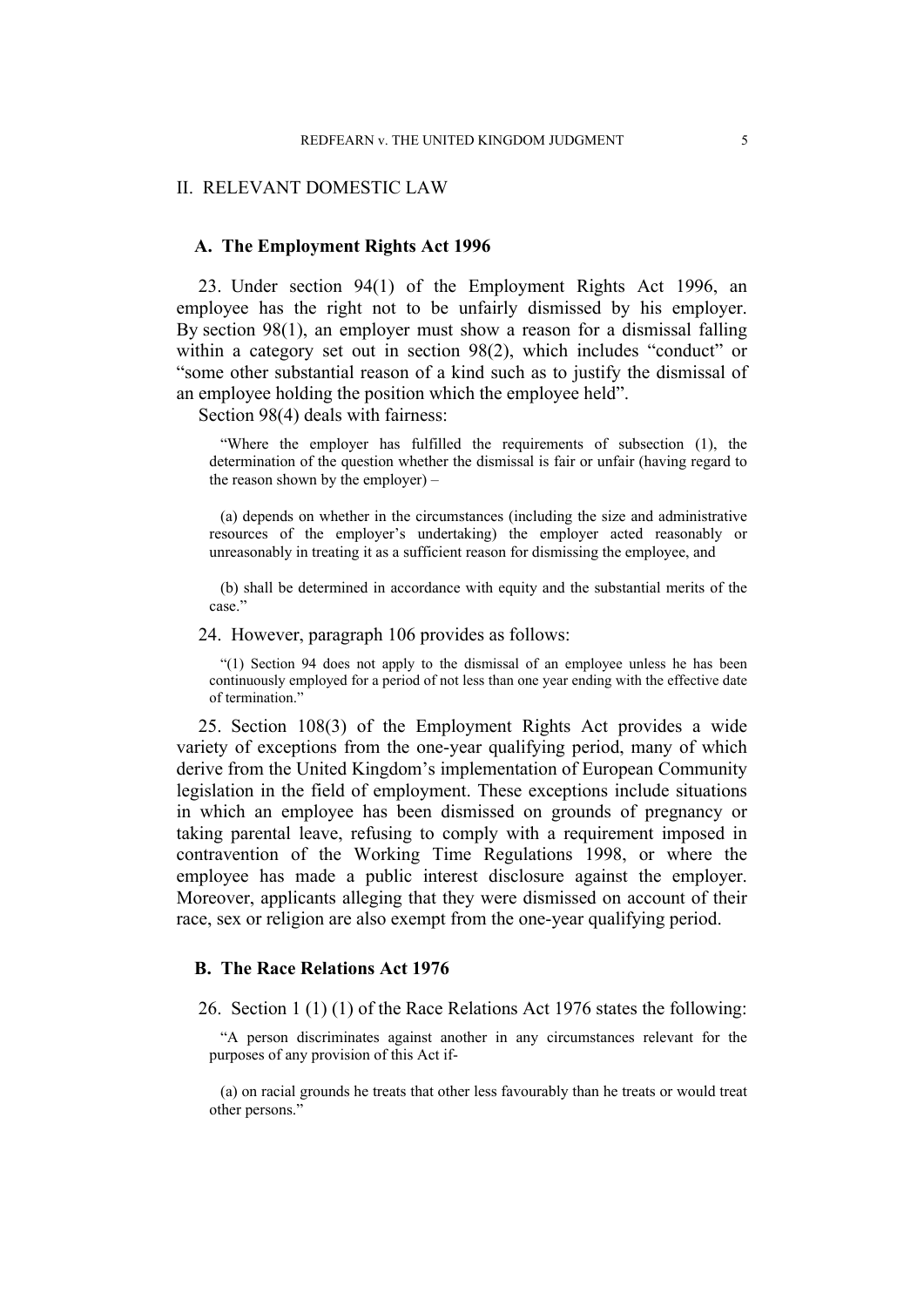## II. RELEVANT DOMESTIC LAW

### A. The Employment Rights Act 1996

23. Under section 94(1) of the Employment Rights Act 1996, an employee has the right not to be unfairly dismissed by his employer. By section 98(1), an employer must show a reason for a dismissal falling within a category set out in section 98(2), which includes "conduct" or "some other substantial reason of a kind such as to justify the dismissal of an employee holding the position which the employee held".

Section 98(4) deals with fairness:

> "Where the employer has fulfilled the requirements of subsection (1), the determination of the question whether the dismissal is fair or unfair (having regard to the reason shown by the employer) –
>
> (a) depends on whether in the circumstances (including the size and administrative resources of the employer's undertaking) the employer acted reasonably or unreasonably in treating it as a sufficient reason for dismissing the employee, and
>
> (b) shall be determined in accordance with equity and the substantial merits of the case."

24. However, paragraph 106 provides as follows:

> "(1) Section 94 does not apply to the dismissal of an employee unless he has been continuously employed for a period of not less than one year ending with the effective date of termination."

25. Section 108(3) of the Employment Rights Act provides a wide variety of exceptions from the one-year qualifying period, many of which derive from the United Kingdom's implementation of European Community legislation in the field of employment. These exceptions include situations in which an employee has been dismissed on grounds of pregnancy or taking parental leave, refusing to comply with a requirement imposed in contravention of the Working Time Regulations 1998, or where the employee has made a public interest disclosure against the employer. Moreover, applicants alleging that they were dismissed on account of their race, sex or religion are also exempt from the one-year qualifying period.

### B. The Race Relations Act 1976

26. Section 1 (1) (1) of the Race Relations Act 1976 states the following:

> "A person discriminates against another in any circumstances relevant for the purposes of any provision of this Act if-
>
> (a) on racial grounds he treats that other less favourably than he treats or would treat other persons."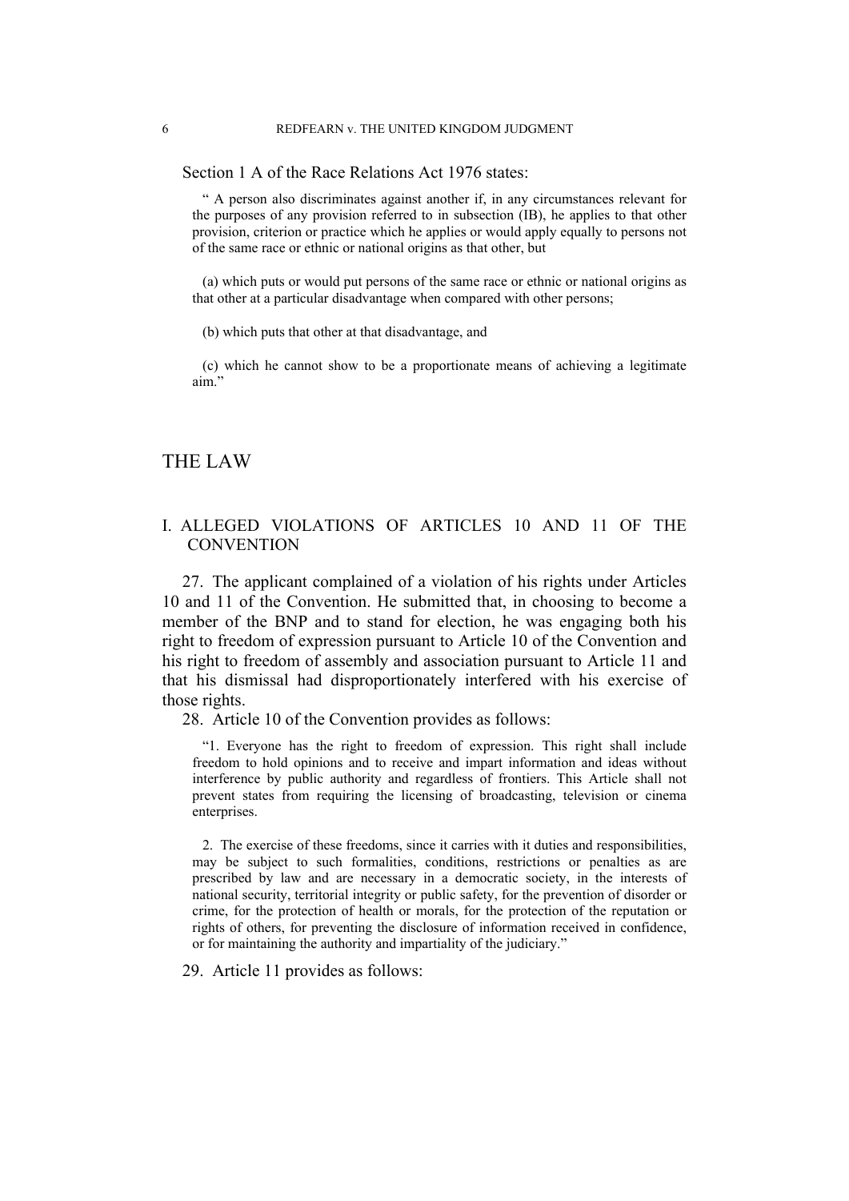Section 1 A of the Race Relations Act 1976 states:

> " A person also discriminates against another if, in any circumstances relevant for the purposes of any provision referred to in subsection (IB), he applies to that other provision, criterion or practice which he applies or would apply equally to persons not of the same race or ethnic or national origins as that other, but
>
> (a) which puts or would put persons of the same race or ethnic or national origins as that other at a particular disadvantage when compared with other persons;
>
> (b) which puts that other at that disadvantage, and
>
> (c) which he cannot show to be a proportionate means of achieving a legitimate aim."

# THE LAW

## I. ALLEGED VIOLATIONS OF ARTICLES 10 AND 11 OF THE CONVENTION

27. The applicant complained of a violation of his rights under Articles 10 and 11 of the Convention. He submitted that, in choosing to become a member of the BNP and to stand for election, he was engaging both his right to freedom of expression pursuant to Article 10 of the Convention and his right to freedom of assembly and association pursuant to Article 11 and that his dismissal had disproportionately interfered with his exercise of those rights.

28. Article 10 of the Convention provides as follows:

> "1. Everyone has the right to freedom of expression. This right shall include freedom to hold opinions and to receive and impart information and ideas without interference by public authority and regardless of frontiers. This Article shall not prevent states from requiring the licensing of broadcasting, television or cinema enterprises.
>
> 2. The exercise of these freedoms, since it carries with it duties and responsibilities, may be subject to such formalities, conditions, restrictions or penalties as are prescribed by law and are necessary in a democratic society, in the interests of national security, territorial integrity or public safety, for the prevention of disorder or crime, for the protection of health or morals, for the protection of the reputation or rights of others, for preventing the disclosure of information received in confidence, or for maintaining the authority and impartiality of the judiciary."

29. Article 11 provides as follows: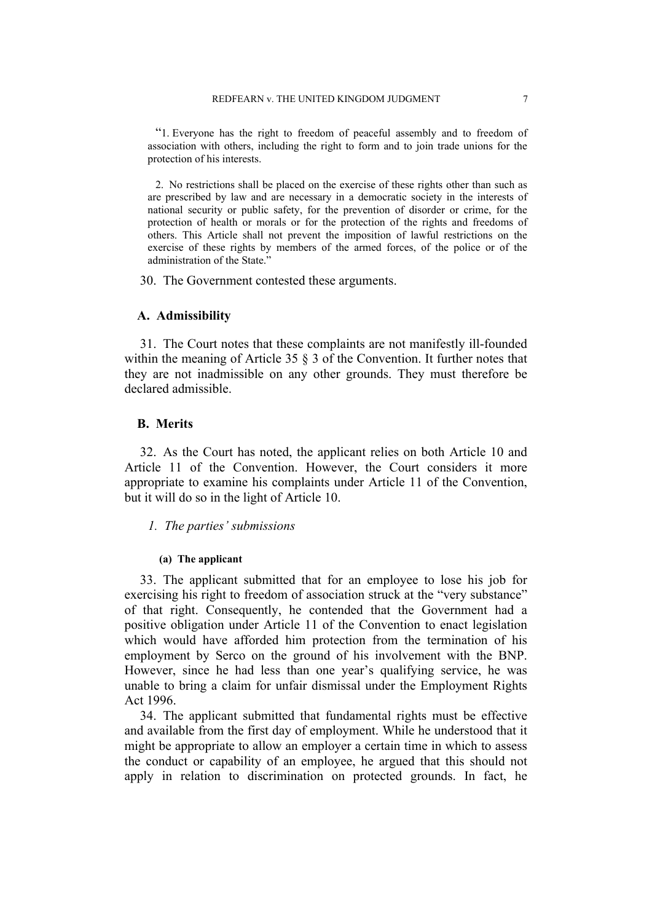> “1. Everyone has the right to freedom of peaceful assembly and to freedom of association with others, including the right to form and to join trade unions for the protection of his interests.
>
> 2. No restrictions shall be placed on the exercise of these rights other than such as are prescribed by law and are necessary in a democratic society in the interests of national security or public safety, for the prevention of disorder or crime, for the protection of health or morals or for the protection of the rights and freedoms of others. This Article shall not prevent the imposition of lawful restrictions on the exercise of these rights by members of the armed forces, of the police or of the administration of the State.”

30. The Government contested these arguments.

## A. Admissibility

31. The Court notes that these complaints are not manifestly ill-founded within the meaning of Article 35 § 3 of the Convention. It further notes that they are not inadmissible on any other grounds. They must therefore be declared admissible.

## B. Merits

32. As the Court has noted, the applicant relies on both Article 10 and Article 11 of the Convention. However, the Court considers it more appropriate to examine his complaints under Article 11 of the Convention, but it will do so in the light of Article 10.

### *1. The parties' submissions*

#### (a) The applicant

33. The applicant submitted that for an employee to lose his job for exercising his right to freedom of association struck at the “very substance” of that right. Consequently, he contended that the Government had a positive obligation under Article 11 of the Convention to enact legislation which would have afforded him protection from the termination of his employment by Serco on the ground of his involvement with the BNP. However, since he had less than one year's qualifying service, he was unable to bring a claim for unfair dismissal under the Employment Rights Act 1996.

34. The applicant submitted that fundamental rights must be effective and available from the first day of employment. While he understood that it might be appropriate to allow an employer a certain time in which to assess the conduct or capability of an employee, he argued that this should not apply in relation to discrimination on protected grounds. In fact, he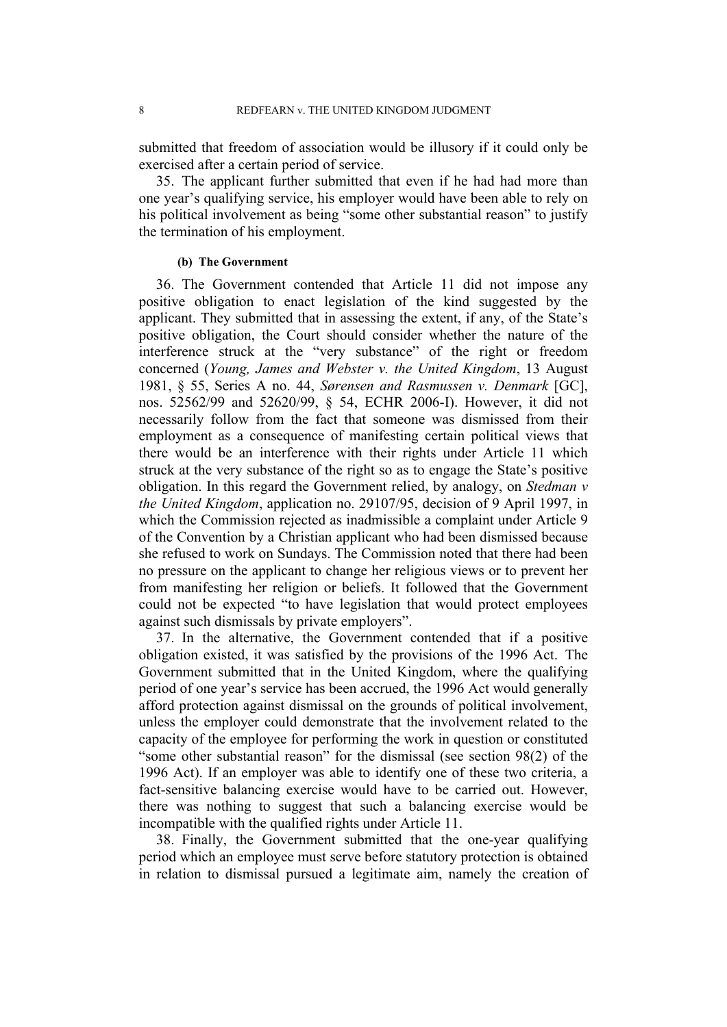submitted that freedom of association would be illusory if it could only be exercised after a certain period of service.

35. The applicant further submitted that even if he had had more than one year's qualifying service, his employer would have been able to rely on his political involvement as being "some other substantial reason" to justify the termination of his employment.

#### (b) The Government

36. The Government contended that Article 11 did not impose any positive obligation to enact legislation of the kind suggested by the applicant. They submitted that in assessing the extent, if any, of the State's positive obligation, the Court should consider whether the nature of the interference struck at the "very substance" of the right or freedom concerned (*Young, James and Webster v. the United Kingdom*, 13 August 1981, § 55, Series A no. 44, *Sørensen and Rasmussen v. Denmark* [GC], nos. 52562/99 and 52620/99, § 54, ECHR 2006-I). However, it did not necessarily follow from the fact that someone was dismissed from their employment as a consequence of manifesting certain political views that there would be an interference with their rights under Article 11 which struck at the very substance of the right so as to engage the State's positive obligation. In this regard the Government relied, by analogy, on *Stedman v the United Kingdom*, application no. 29107/95, decision of 9 April 1997, in which the Commission rejected as inadmissible a complaint under Article 9 of the Convention by a Christian applicant who had been dismissed because she refused to work on Sundays. The Commission noted that there had been no pressure on the applicant to change her religious views or to prevent her from manifesting her religion or beliefs. It followed that the Government could not be expected "to have legislation that would protect employees against such dismissals by private employers".

37. In the alternative, the Government contended that if a positive obligation existed, it was satisfied by the provisions of the 1996 Act. The Government submitted that in the United Kingdom, where the qualifying period of one year's service has been accrued, the 1996 Act would generally afford protection against dismissal on the grounds of political involvement, unless the employer could demonstrate that the involvement related to the capacity of the employee for performing the work in question or constituted "some other substantial reason" for the dismissal (see section 98(2) of the 1996 Act). If an employer was able to identify one of these two criteria, a fact-sensitive balancing exercise would have to be carried out. However, there was nothing to suggest that such a balancing exercise would be incompatible with the qualified rights under Article 11.

38. Finally, the Government submitted that the one-year qualifying period which an employee must serve before statutory protection is obtained in relation to dismissal pursued a legitimate aim, namely the creation of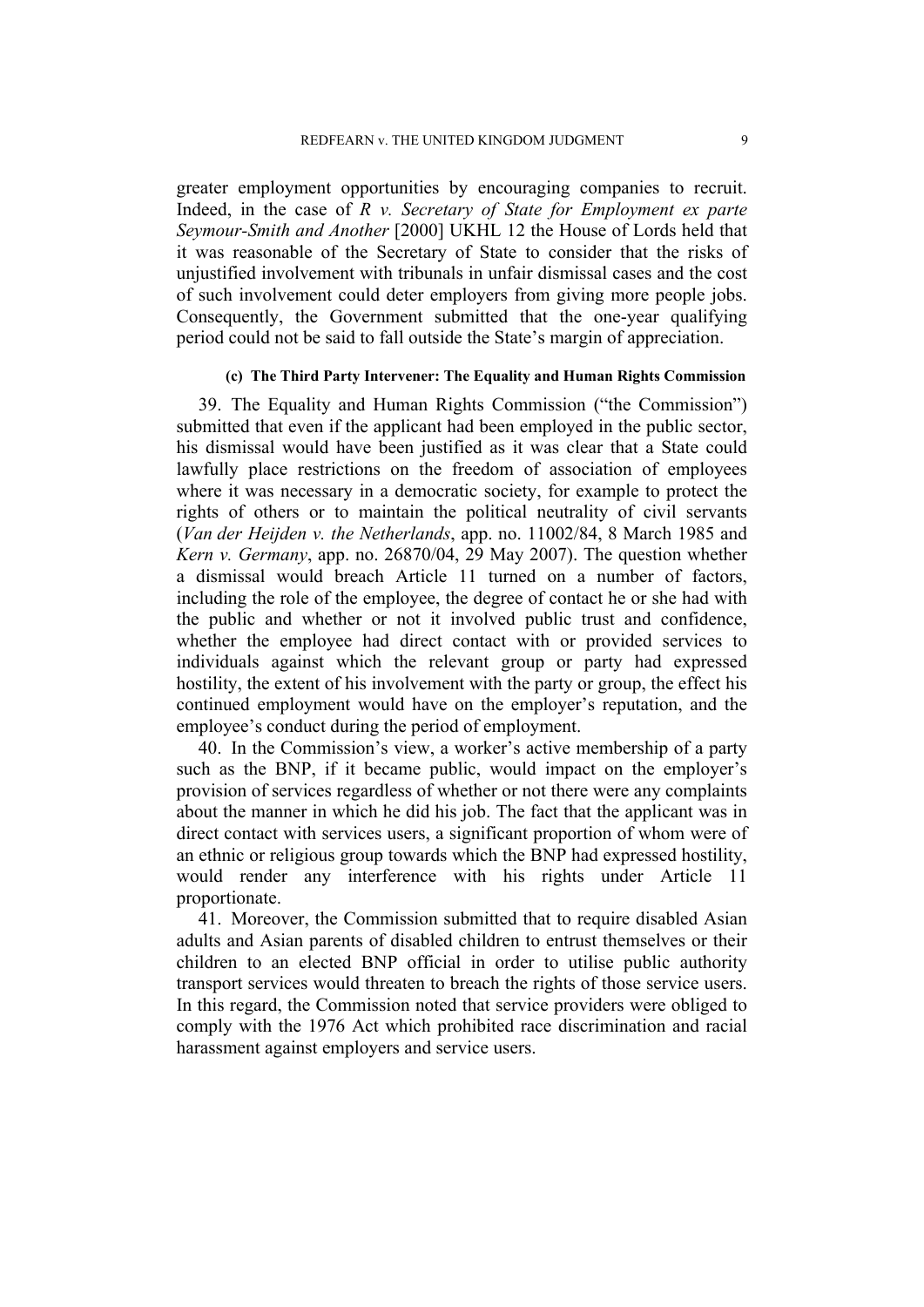greater employment opportunities by encouraging companies to recruit. Indeed, in the case of *R v. Secretary of State for Employment ex parte Seymour-Smith and Another* [2000] UKHL 12 the House of Lords held that it was reasonable of the Secretary of State to consider that the risks of unjustified involvement with tribunals in unfair dismissal cases and the cost of such involvement could deter employers from giving more people jobs. Consequently, the Government submitted that the one-year qualifying period could not be said to fall outside the State's margin of appreciation.

#### (c) The Third Party Intervener: The Equality and Human Rights Commission

39. The Equality and Human Rights Commission ("the Commission") submitted that even if the applicant had been employed in the public sector, his dismissal would have been justified as it was clear that a State could lawfully place restrictions on the freedom of association of employees where it was necessary in a democratic society, for example to protect the rights of others or to maintain the political neutrality of civil servants (*Van der Heijden v. the Netherlands*, app. no. 11002/84, 8 March 1985 and *Kern v. Germany*, app. no. 26870/04, 29 May 2007). The question whether a dismissal would breach Article 11 turned on a number of factors, including the role of the employee, the degree of contact he or she had with the public and whether or not it involved public trust and confidence, whether the employee had direct contact with or provided services to individuals against which the relevant group or party had expressed hostility, the extent of his involvement with the party or group, the effect his continued employment would have on the employer's reputation, and the employee's conduct during the period of employment.

40. In the Commission's view, a worker's active membership of a party such as the BNP, if it became public, would impact on the employer's provision of services regardless of whether or not there were any complaints about the manner in which he did his job. The fact that the applicant was in direct contact with services users, a significant proportion of whom were of an ethnic or religious group towards which the BNP had expressed hostility, would render any interference with his rights under Article 11 proportionate.

41. Moreover, the Commission submitted that to require disabled Asian adults and Asian parents of disabled children to entrust themselves or their children to an elected BNP official in order to utilise public authority transport services would threaten to breach the rights of those service users. In this regard, the Commission noted that service providers were obliged to comply with the 1976 Act which prohibited race discrimination and racial harassment against employers and service users.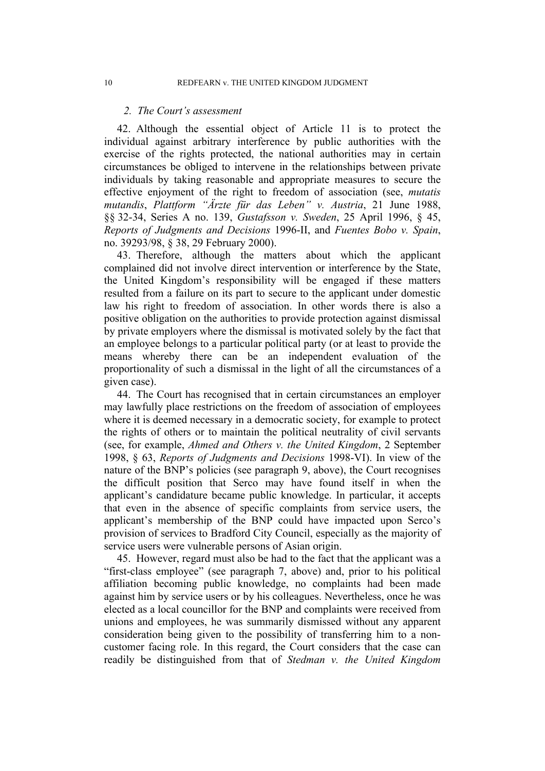### 2. The Court's assessment

42. Although the essential object of Article 11 is to protect the individual against arbitrary interference by public authorities with the exercise of the rights protected, the national authorities may in certain circumstances be obliged to intervene in the relationships between private individuals by taking reasonable and appropriate measures to secure the effective enjoyment of the right to freedom of association (see, *mutatis mutandis*, *Plattform "Ärzte für das Leben" v. Austria*, 21 June 1988, §§ 32-34, Series A no. 139, *Gustafsson v. Sweden*, 25 April 1996, § 45, *Reports of Judgments and Decisions* 1996-II, and *Fuentes Bobo v. Spain*, no. 39293/98, § 38, 29 February 2000).

43. Therefore, although the matters about which the applicant complained did not involve direct intervention or interference by the State, the United Kingdom's responsibility will be engaged if these matters resulted from a failure on its part to secure to the applicant under domestic law his right to freedom of association. In other words there is also a positive obligation on the authorities to provide protection against dismissal by private employers where the dismissal is motivated solely by the fact that an employee belongs to a particular political party (or at least to provide the means whereby there can be an independent evaluation of the proportionality of such a dismissal in the light of all the circumstances of a given case).

44. The Court has recognised that in certain circumstances an employer may lawfully place restrictions on the freedom of association of employees where it is deemed necessary in a democratic society, for example to protect the rights of others or to maintain the political neutrality of civil servants (see, for example, *Ahmed and Others v. the United Kingdom*, 2 September 1998, § 63, *Reports of Judgments and Decisions* 1998-VI). In view of the nature of the BNP's policies (see paragraph 9, above), the Court recognises the difficult position that Serco may have found itself in when the applicant's candidature became public knowledge. In particular, it accepts that even in the absence of specific complaints from service users, the applicant's membership of the BNP could have impacted upon Serco's provision of services to Bradford City Council, especially as the majority of service users were vulnerable persons of Asian origin.

45. However, regard must also be had to the fact that the applicant was a "first-class employee" (see paragraph 7, above) and, prior to his political affiliation becoming public knowledge, no complaints had been made against him by service users or by his colleagues. Nevertheless, once he was elected as a local councillor for the BNP and complaints were received from unions and employees, he was summarily dismissed without any apparent consideration being given to the possibility of transferring him to a non-customer facing role. In this regard, the Court considers that the case can readily be distinguished from that of *Stedman v. the United Kingdom*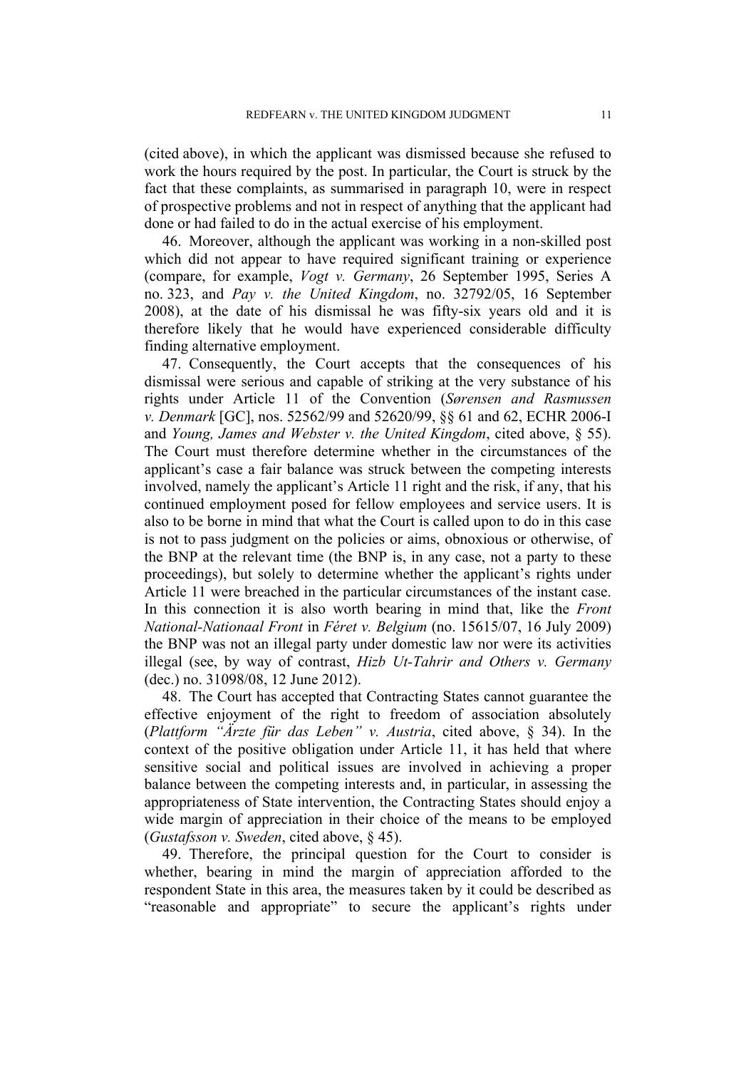(cited above), in which the applicant was dismissed because she refused to work the hours required by the post. In particular, the Court is struck by the fact that these complaints, as summarised in paragraph 10, were in respect of prospective problems and not in respect of anything that the applicant had done or had failed to do in the actual exercise of his employment.

46. Moreover, although the applicant was working in a non-skilled post which did not appear to have required significant training or experience (compare, for example, *Vogt v. Germany*, 26 September 1995, Series A no. 323, and *Pay v. the United Kingdom*, no. 32792/05, 16 September 2008), at the date of his dismissal he was fifty-six years old and it is therefore likely that he would have experienced considerable difficulty finding alternative employment.

47. Consequently, the Court accepts that the consequences of his dismissal were serious and capable of striking at the very substance of his rights under Article 11 of the Convention (*Sørensen and Rasmussen v. Denmark* [GC], nos. 52562/99 and 52620/99, §§ 61 and 62, ECHR 2006-I and *Young, James and Webster v. the United Kingdom*, cited above, § 55). The Court must therefore determine whether in the circumstances of the applicant's case a fair balance was struck between the competing interests involved, namely the applicant's Article 11 right and the risk, if any, that his continued employment posed for fellow employees and service users. It is also to be borne in mind that what the Court is called upon to do in this case is not to pass judgment on the policies or aims, obnoxious or otherwise, of the BNP at the relevant time (the BNP is, in any case, not a party to these proceedings), but solely to determine whether the applicant's rights under Article 11 were breached in the particular circumstances of the instant case. In this connection it is also worth bearing in mind that, like the *Front National-Nationaal Front* in *Féret v. Belgium* (no. 15615/07, 16 July 2009) the BNP was not an illegal party under domestic law nor were its activities illegal (see, by way of contrast, *Hizb Ut-Tahrir and Others v. Germany* (dec.) no. 31098/08, 12 June 2012).

48. The Court has accepted that Contracting States cannot guarantee the effective enjoyment of the right to freedom of association absolutely (*Plattform "Ärzte für das Leben" v. Austria*, cited above, § 34). In the context of the positive obligation under Article 11, it has held that where sensitive social and political issues are involved in achieving a proper balance between the competing interests and, in particular, in assessing the appropriateness of State intervention, the Contracting States should enjoy a wide margin of appreciation in their choice of the means to be employed (*Gustafsson v. Sweden*, cited above, § 45).

49. Therefore, the principal question for the Court to consider is whether, bearing in mind the margin of appreciation afforded to the respondent State in this area, the measures taken by it could be described as "reasonable and appropriate" to secure the applicant's rights under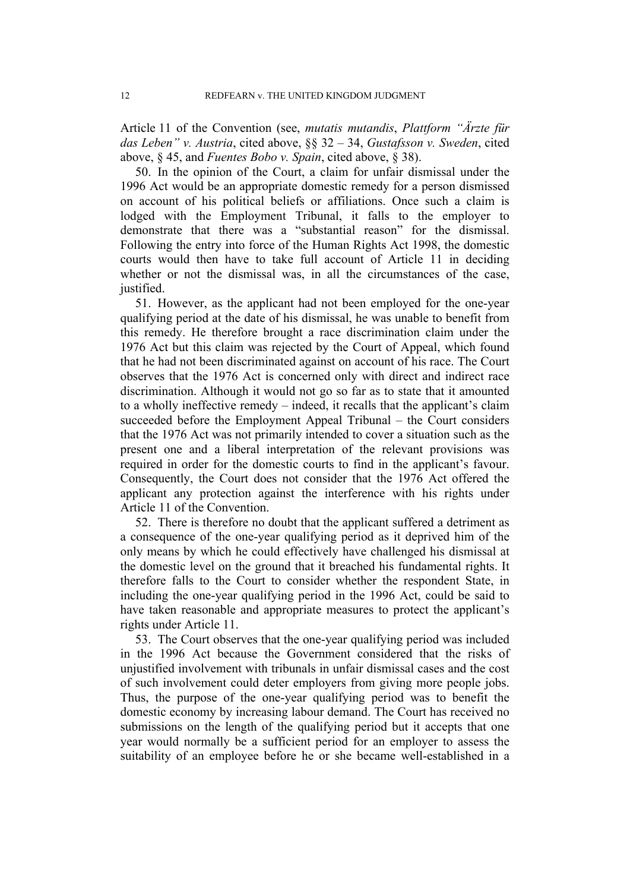Article 11 of the Convention (see, *mutatis mutandis*, *Plattform "Ärzte für das Leben" v. Austria*, cited above, §§ 32 – 34, *Gustafsson v. Sweden*, cited above, § 45, and *Fuentes Bobo v. Spain*, cited above, § 38).

50. In the opinion of the Court, a claim for unfair dismissal under the 1996 Act would be an appropriate domestic remedy for a person dismissed on account of his political beliefs or affiliations. Once such a claim is lodged with the Employment Tribunal, it falls to the employer to demonstrate that there was a "substantial reason" for the dismissal. Following the entry into force of the Human Rights Act 1998, the domestic courts would then have to take full account of Article 11 in deciding whether or not the dismissal was, in all the circumstances of the case, justified.

51. However, as the applicant had not been employed for the one-year qualifying period at the date of his dismissal, he was unable to benefit from this remedy. He therefore brought a race discrimination claim under the 1976 Act but this claim was rejected by the Court of Appeal, which found that he had not been discriminated against on account of his race. The Court observes that the 1976 Act is concerned only with direct and indirect race discrimination. Although it would not go so far as to state that it amounted to a wholly ineffective remedy – indeed, it recalls that the applicant's claim succeeded before the Employment Appeal Tribunal – the Court considers that the 1976 Act was not primarily intended to cover a situation such as the present one and a liberal interpretation of the relevant provisions was required in order for the domestic courts to find in the applicant's favour. Consequently, the Court does not consider that the 1976 Act offered the applicant any protection against the interference with his rights under Article 11 of the Convention.

52. There is therefore no doubt that the applicant suffered a detriment as a consequence of the one-year qualifying period as it deprived him of the only means by which he could effectively have challenged his dismissal at the domestic level on the ground that it breached his fundamental rights. It therefore falls to the Court to consider whether the respondent State, in including the one-year qualifying period in the 1996 Act, could be said to have taken reasonable and appropriate measures to protect the applicant's rights under Article 11.

53. The Court observes that the one-year qualifying period was included in the 1996 Act because the Government considered that the risks of unjustified involvement with tribunals in unfair dismissal cases and the cost of such involvement could deter employers from giving more people jobs. Thus, the purpose of the one-year qualifying period was to benefit the domestic economy by increasing labour demand. The Court has received no submissions on the length of the qualifying period but it accepts that one year would normally be a sufficient period for an employer to assess the suitability of an employee before he or she became well-established in a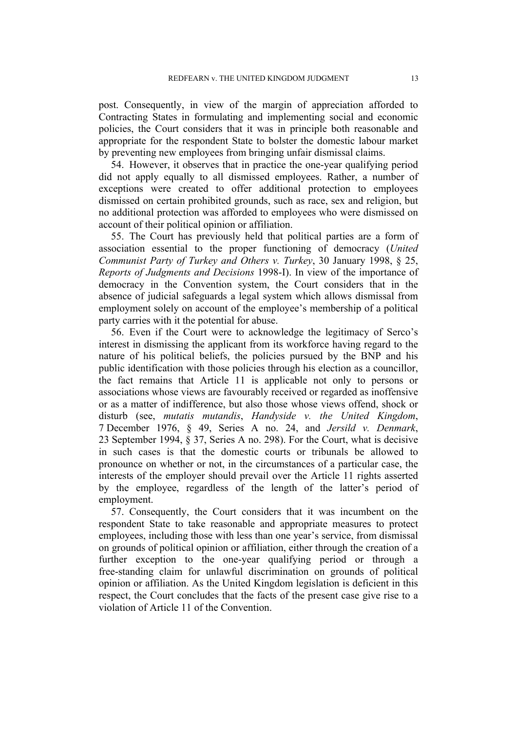post. Consequently, in view of the margin of appreciation afforded to Contracting States in formulating and implementing social and economic policies, the Court considers that it was in principle both reasonable and appropriate for the respondent State to bolster the domestic labour market by preventing new employees from bringing unfair dismissal claims.

54. However, it observes that in practice the one-year qualifying period did not apply equally to all dismissed employees. Rather, a number of exceptions were created to offer additional protection to employees dismissed on certain prohibited grounds, such as race, sex and religion, but no additional protection was afforded to employees who were dismissed on account of their political opinion or affiliation.

55. The Court has previously held that political parties are a form of association essential to the proper functioning of democracy (*United Communist Party of Turkey and Others v. Turkey*, 30 January 1998, § 25, *Reports of Judgments and Decisions* 1998-I). In view of the importance of democracy in the Convention system, the Court considers that in the absence of judicial safeguards a legal system which allows dismissal from employment solely on account of the employee's membership of a political party carries with it the potential for abuse.

56. Even if the Court were to acknowledge the legitimacy of Serco's interest in dismissing the applicant from its workforce having regard to the nature of his political beliefs, the policies pursued by the BNP and his public identification with those policies through his election as a councillor, the fact remains that Article 11 is applicable not only to persons or associations whose views are favourably received or regarded as inoffensive or as a matter of indifference, but also those whose views offend, shock or disturb (see, *mutatis mutandis*, *Handyside v. the United Kingdom*, 7 December 1976, § 49, Series A no. 24, and *Jersild v. Denmark*, 23 September 1994, § 37, Series A no. 298). For the Court, what is decisive in such cases is that the domestic courts or tribunals be allowed to pronounce on whether or not, in the circumstances of a particular case, the interests of the employer should prevail over the Article 11 rights asserted by the employee, regardless of the length of the latter's period of employment.

57. Consequently, the Court considers that it was incumbent on the respondent State to take reasonable and appropriate measures to protect employees, including those with less than one year's service, from dismissal on grounds of political opinion or affiliation, either through the creation of a further exception to the one-year qualifying period or through a free-standing claim for unlawful discrimination on grounds of political opinion or affiliation. As the United Kingdom legislation is deficient in this respect, the Court concludes that the facts of the present case give rise to a violation of Article 11 of the Convention.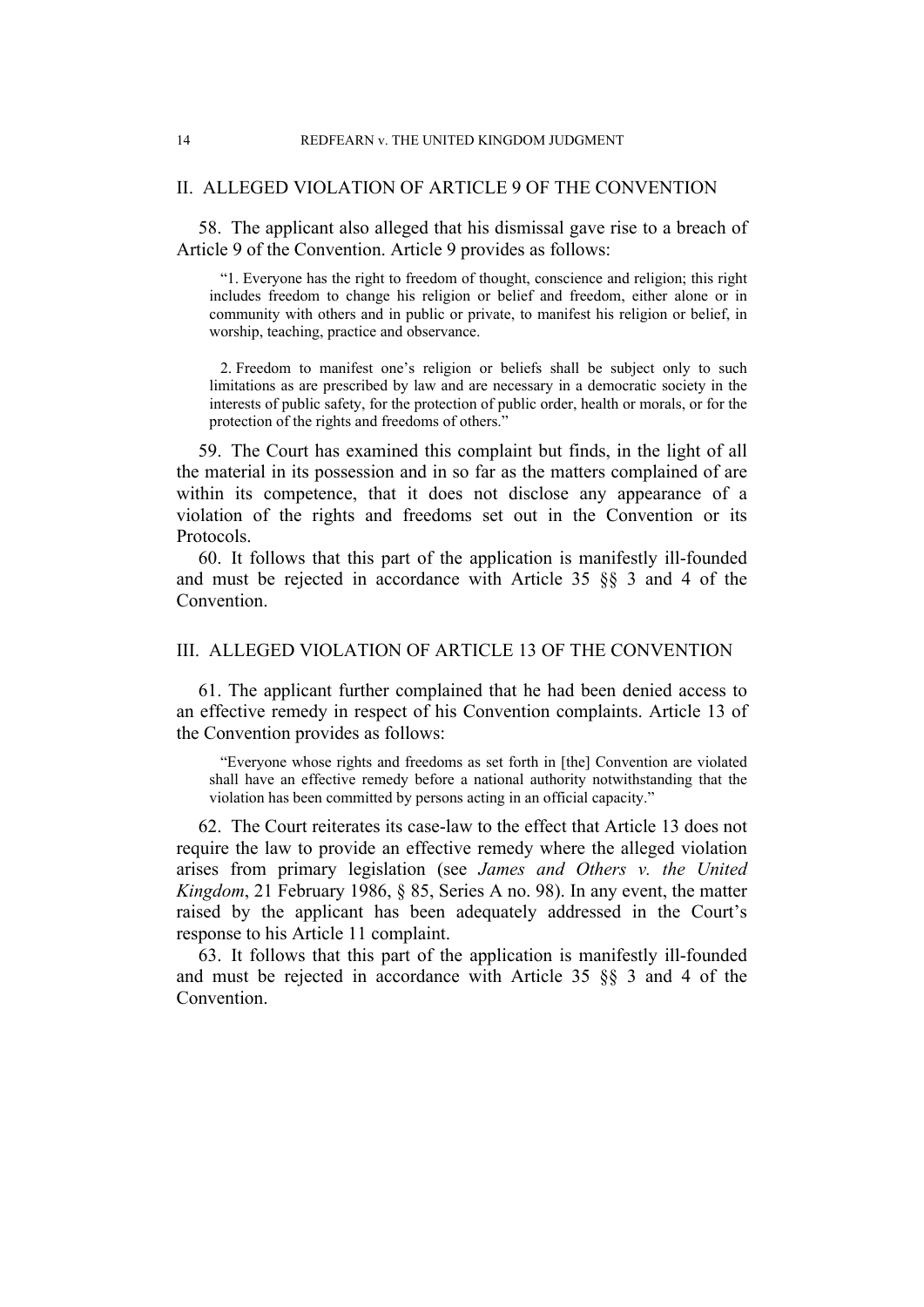## II. ALLEGED VIOLATION OF ARTICLE 9 OF THE CONVENTION

58. The applicant also alleged that his dismissal gave rise to a breach of Article 9 of the Convention. Article 9 provides as follows:

> "1. Everyone has the right to freedom of thought, conscience and religion; this right includes freedom to change his religion or belief and freedom, either alone or in community with others and in public or private, to manifest his religion or belief, in worship, teaching, practice and observance.
>
> 2. Freedom to manifest one's religion or beliefs shall be subject only to such limitations as are prescribed by law and are necessary in a democratic society in the interests of public safety, for the protection of public order, health or morals, or for the protection of the rights and freedoms of others."

59. The Court has examined this complaint but finds, in the light of all the material in its possession and in so far as the matters complained of are within its competence, that it does not disclose any appearance of a violation of the rights and freedoms set out in the Convention or its Protocols.

60. It follows that this part of the application is manifestly ill-founded and must be rejected in accordance with Article 35 §§ 3 and 4 of the Convention.

## III. ALLEGED VIOLATION OF ARTICLE 13 OF THE CONVENTION

61. The applicant further complained that he had been denied access to an effective remedy in respect of his Convention complaints. Article 13 of the Convention provides as follows:

> "Everyone whose rights and freedoms as set forth in [the] Convention are violated shall have an effective remedy before a national authority notwithstanding that the violation has been committed by persons acting in an official capacity."

62. The Court reiterates its case-law to the effect that Article 13 does not require the law to provide an effective remedy where the alleged violation arises from primary legislation (see *James and Others v. the United Kingdom*, 21 February 1986, § 85, Series A no. 98). In any event, the matter raised by the applicant has been adequately addressed in the Court's response to his Article 11 complaint.

63. It follows that this part of the application is manifestly ill-founded and must be rejected in accordance with Article 35 §§ 3 and 4 of the Convention.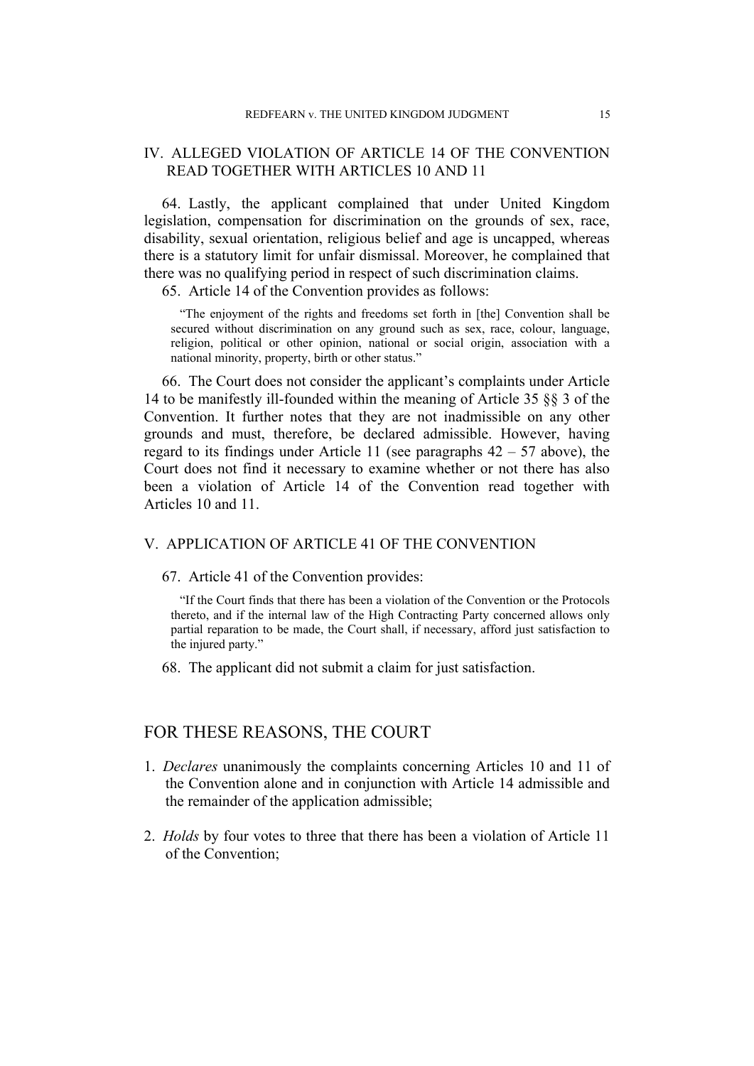## IV. ALLEGED VIOLATION OF ARTICLE 14 OF THE CONVENTION READ TOGETHER WITH ARTICLES 10 AND 11

64. Lastly, the applicant complained that under United Kingdom legislation, compensation for discrimination on the grounds of sex, race, disability, sexual orientation, religious belief and age is uncapped, whereas there is a statutory limit for unfair dismissal. Moreover, he complained that there was no qualifying period in respect of such discrimination claims.

65. Article 14 of the Convention provides as follows:

> "The enjoyment of the rights and freedoms set forth in [the] Convention shall be secured without discrimination on any ground such as sex, race, colour, language, religion, political or other opinion, national or social origin, association with a national minority, property, birth or other status."

66. The Court does not consider the applicant's complaints under Article 14 to be manifestly ill-founded within the meaning of Article 35 §§ 3 of the Convention. It further notes that they are not inadmissible on any other grounds and must, therefore, be declared admissible. However, having regard to its findings under Article 11 (see paragraphs 42 – 57 above), the Court does not find it necessary to examine whether or not there has also been a violation of Article 14 of the Convention read together with Articles 10 and 11.

## V. APPLICATION OF ARTICLE 41 OF THE CONVENTION

67. Article 41 of the Convention provides:

> "If the Court finds that there has been a violation of the Convention or the Protocols thereto, and if the internal law of the High Contracting Party concerned allows only partial reparation to be made, the Court shall, if necessary, afford just satisfaction to the injured party."

68. The applicant did not submit a claim for just satisfaction.

# FOR THESE REASONS, THE COURT

1. *Declares* unanimously the complaints concerning Articles 10 and 11 of the Convention alone and in conjunction with Article 14 admissible and the remainder of the application admissible;

2. *Holds* by four votes to three that there has been a violation of Article 11 of the Convention;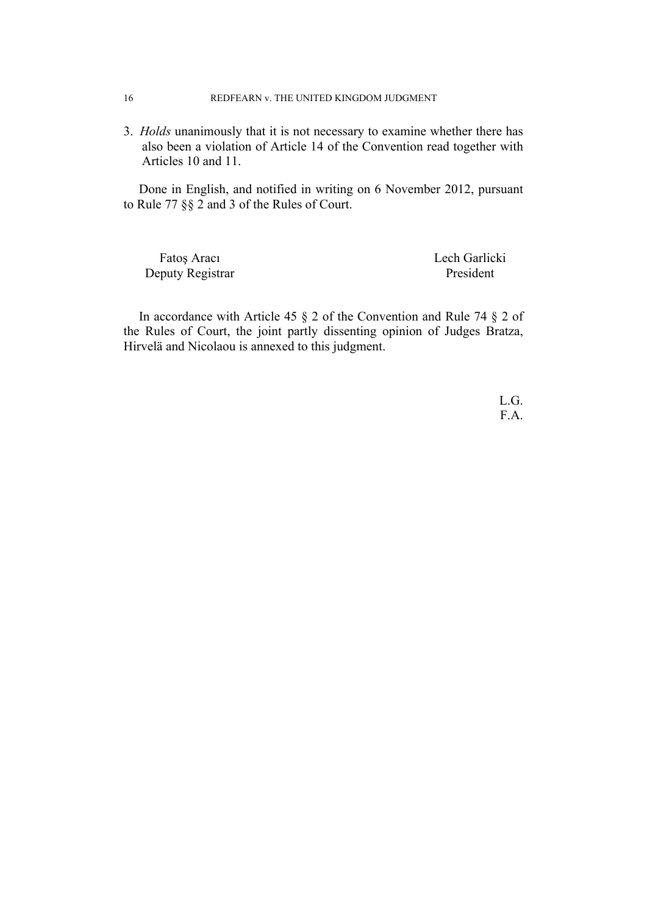3. *Holds* unanimously that it is not necessary to examine whether there has also been a violation of Article 14 of the Convention read together with Articles 10 and 11.

Done in English, and notified in writing on 6 November 2012, pursuant to Rule 77 §§ 2 and 3 of the Rules of Court.

Fatoş Aracı
Deputy Registrar

Lech Garlicki
President

In accordance with Article 45 § 2 of the Convention and Rule 74 § 2 of the Rules of Court, the joint partly dissenting opinion of Judges Bratza, Hirvelä and Nicolaou is annexed to this judgment.

L.G.
F.A.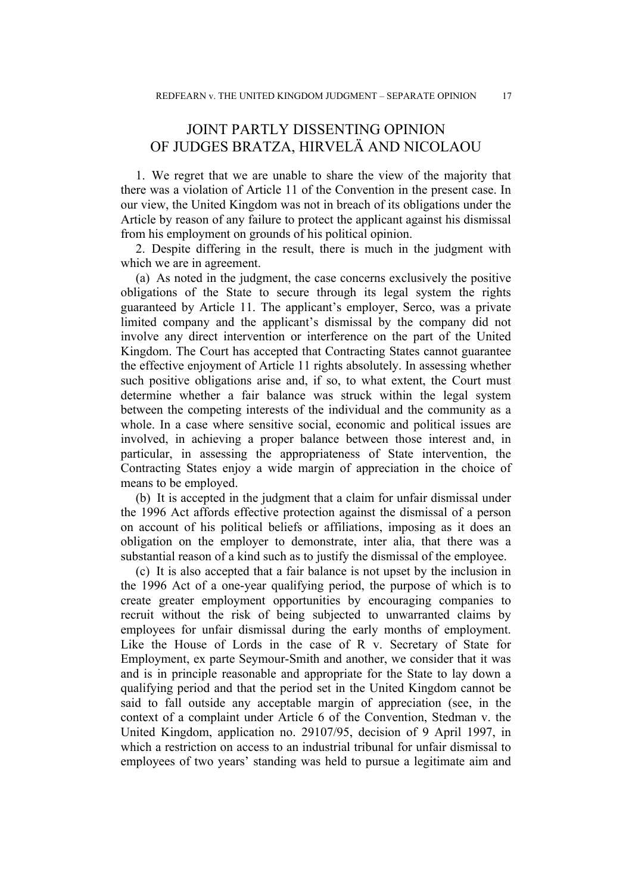# JOINT PARTLY DISSENTING OPINION OF JUDGES BRATZA, HIRVELÄ AND NICOLAOU

1. We regret that we are unable to share the view of the majority that there was a violation of Article 11 of the Convention in the present case. In our view, the United Kingdom was not in breach of its obligations under the Article by reason of any failure to protect the applicant against his dismissal from his employment on grounds of his political opinion.

2. Despite differing in the result, there is much in the judgment with which we are in agreement.

(a) As noted in the judgment, the case concerns exclusively the positive obligations of the State to secure through its legal system the rights guaranteed by Article 11. The applicant's employer, Serco, was a private limited company and the applicant's dismissal by the company did not involve any direct intervention or interference on the part of the United Kingdom. The Court has accepted that Contracting States cannot guarantee the effective enjoyment of Article 11 rights absolutely. In assessing whether such positive obligations arise and, if so, to what extent, the Court must determine whether a fair balance was struck within the legal system between the competing interests of the individual and the community as a whole. In a case where sensitive social, economic and political issues are involved, in achieving a proper balance between those interest and, in particular, in assessing the appropriateness of State intervention, the Contracting States enjoy a wide margin of appreciation in the choice of means to be employed.

(b) It is accepted in the judgment that a claim for unfair dismissal under the 1996 Act affords effective protection against the dismissal of a person on account of his political beliefs or affiliations, imposing as it does an obligation on the employer to demonstrate, inter alia, that there was a substantial reason of a kind such as to justify the dismissal of the employee.

(c) It is also accepted that a fair balance is not upset by the inclusion in the 1996 Act of a one-year qualifying period, the purpose of which is to create greater employment opportunities by encouraging companies to recruit without the risk of being subjected to unwarranted claims by employees for unfair dismissal during the early months of employment. Like the House of Lords in the case of R v. Secretary of State for Employment, ex parte Seymour-Smith and another, we consider that it was and is in principle reasonable and appropriate for the State to lay down a qualifying period and that the period set in the United Kingdom cannot be said to fall outside any acceptable margin of appreciation (see, in the context of a complaint under Article 6 of the Convention, Stedman v. the United Kingdom, application no. 29107/95, decision of 9 April 1997, in which a restriction on access to an industrial tribunal for unfair dismissal to employees of two years' standing was held to pursue a legitimate aim and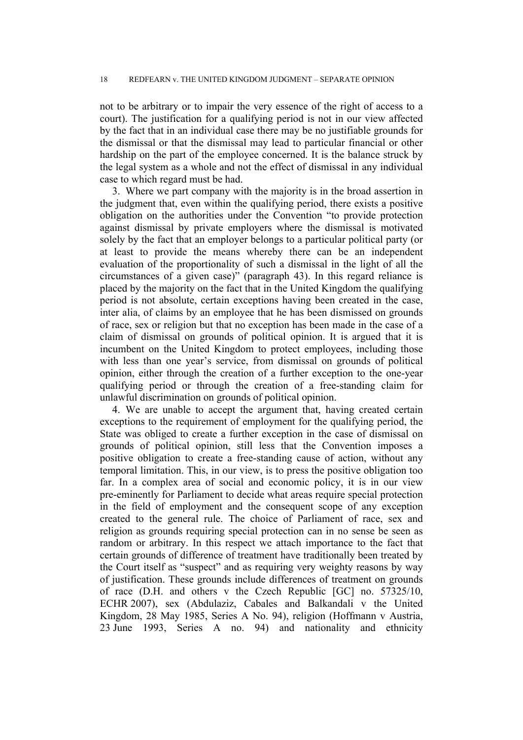not to be arbitrary or to impair the very essence of the right of access to a court). The justification for a qualifying period is not in our view affected by the fact that in an individual case there may be no justifiable grounds for the dismissal or that the dismissal may lead to particular financial or other hardship on the part of the employee concerned. It is the balance struck by the legal system as a whole and not the effect of dismissal in any individual case to which regard must be had.

3. Where we part company with the majority is in the broad assertion in the judgment that, even within the qualifying period, there exists a positive obligation on the authorities under the Convention "to provide protection against dismissal by private employers where the dismissal is motivated solely by the fact that an employer belongs to a particular political party (or at least to provide the means whereby there can be an independent evaluation of the proportionality of such a dismissal in the light of all the circumstances of a given case)" (paragraph 43). In this regard reliance is placed by the majority on the fact that in the United Kingdom the qualifying period is not absolute, certain exceptions having been created in the case, inter alia, of claims by an employee that he has been dismissed on grounds of race, sex or religion but that no exception has been made in the case of a claim of dismissal on grounds of political opinion. It is argued that it is incumbent on the United Kingdom to protect employees, including those with less than one year's service, from dismissal on grounds of political opinion, either through the creation of a further exception to the one-year qualifying period or through the creation of a free-standing claim for unlawful discrimination on grounds of political opinion.

4. We are unable to accept the argument that, having created certain exceptions to the requirement of employment for the qualifying period, the State was obliged to create a further exception in the case of dismissal on grounds of political opinion, still less that the Convention imposes a positive obligation to create a free-standing cause of action, without any temporal limitation. This, in our view, is to press the positive obligation too far. In a complex area of social and economic policy, it is in our view pre-eminently for Parliament to decide what areas require special protection in the field of employment and the consequent scope of any exception created to the general rule. The choice of Parliament of race, sex and religion as grounds requiring special protection can in no sense be seen as random or arbitrary. In this respect we attach importance to the fact that certain grounds of difference of treatment have traditionally been treated by the Court itself as "suspect" and as requiring very weighty reasons by way of justification. These grounds include differences of treatment on grounds of race (D.H. and others v the Czech Republic [GC] no. 57325/10, ECHR 2007), sex (Abdulaziz, Cabales and Balkandali v the United Kingdom, 28 May 1985, Series A No. 94), religion (Hoffmann v Austria, 23 June 1993, Series A no. 94) and nationality and ethnicity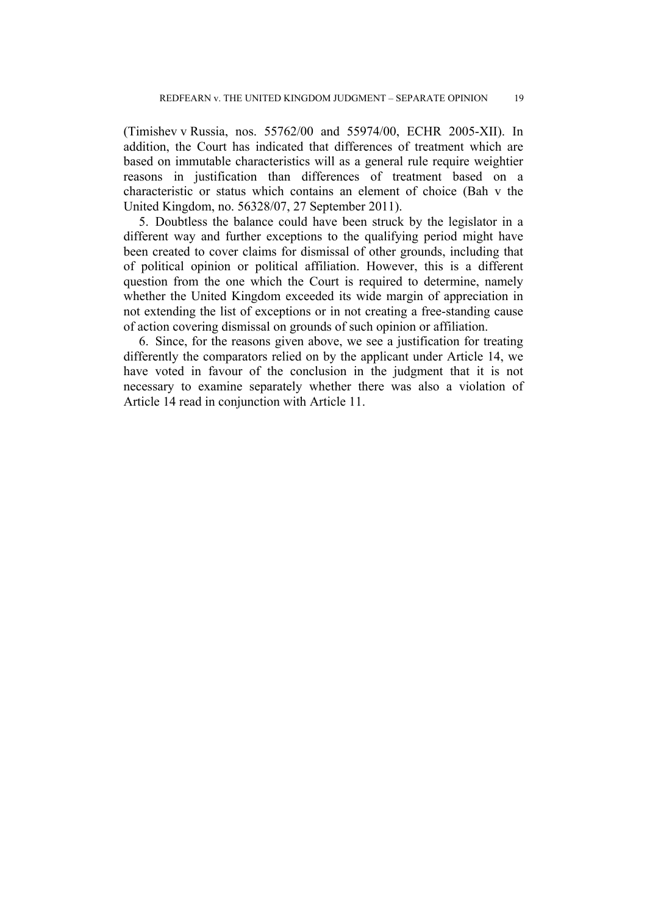(Timishev v Russia, nos. 55762/00 and 55974/00, ECHR 2005-XII). In addition, the Court has indicated that differences of treatment which are based on immutable characteristics will as a general rule require weightier reasons in justification than differences of treatment based on a characteristic or status which contains an element of choice (Bah v the United Kingdom, no. 56328/07, 27 September 2011).

5. Doubtless the balance could have been struck by the legislator in a different way and further exceptions to the qualifying period might have been created to cover claims for dismissal of other grounds, including that of political opinion or political affiliation. However, this is a different question from the one which the Court is required to determine, namely whether the United Kingdom exceeded its wide margin of appreciation in not extending the list of exceptions or in not creating a free-standing cause of action covering dismissal on grounds of such opinion or affiliation.

6. Since, for the reasons given above, we see a justification for treating differently the comparators relied on by the applicant under Article 14, we have voted in favour of the conclusion in the judgment that it is not necessary to examine separately whether there was also a violation of Article 14 read in conjunction with Article 11.